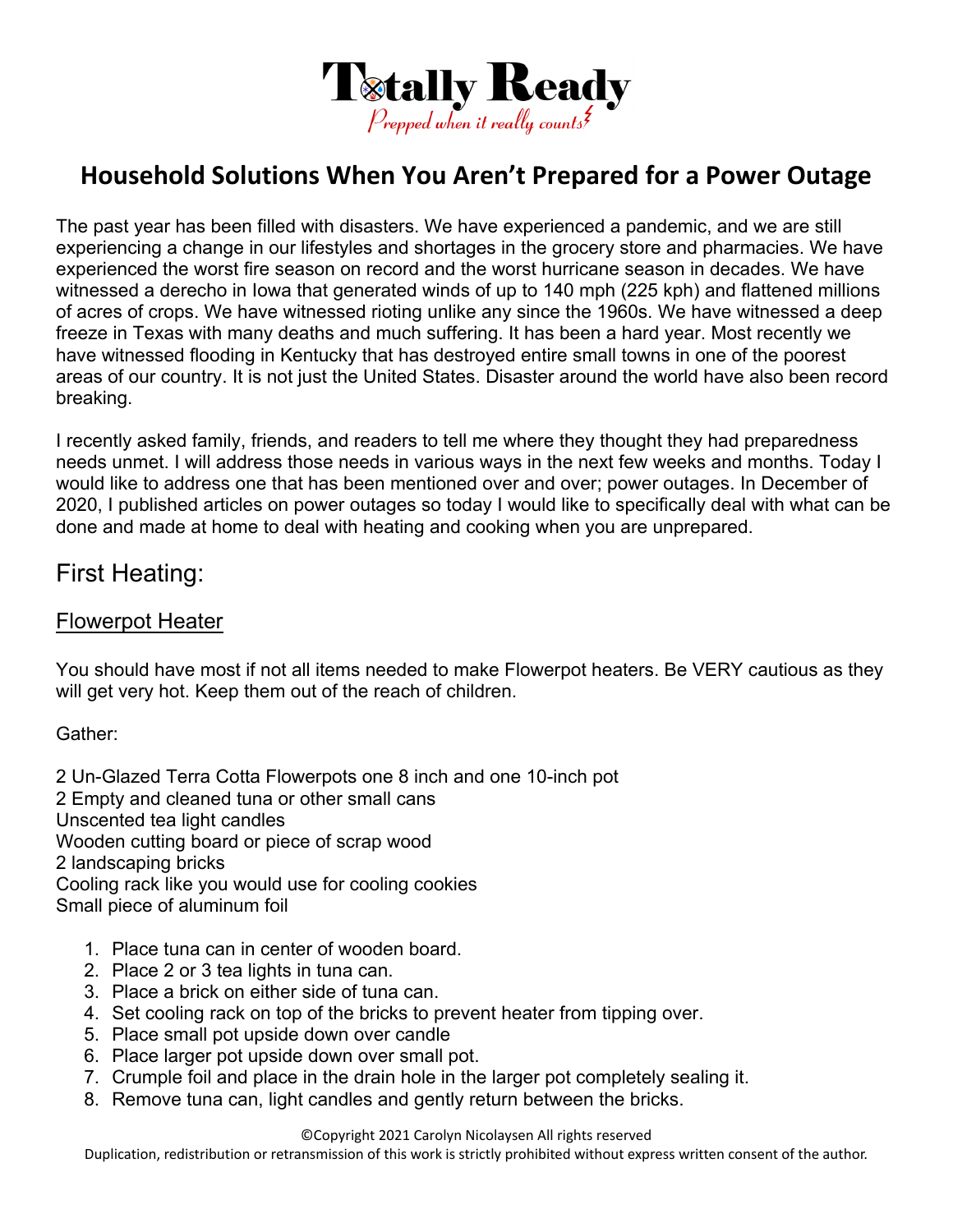# Totally Ready

*Prepped when it really counts*

## Household Solutions When You Aren't Prepared for a Power Outage

The past year has been filled with disasters. We have experienced a pandemic, and we are still experiencing a change in our lifestyles and shortages in the grocery store and pharmacies. We have experienced the worst fire season on record and the worst hurricane season in decades. We have witnessed a derecho in Iowa that generated winds of up to 140 mph (225 kph) and flattened millions of acres of crops. We have witnessed rioting unlike any since the 1960s. We have witnessed a deep freeze in Texas with many deaths and much suffering. It has been a hard year. Most recently we have witnessed flooding in Kentucky that has destroyed entire small towns in one of the poorest areas of our country. It is not just the United States. Disaster around the world have also been record breaking.

I recently asked family, friends, and readers to tell me where they thought they had preparedness needs unmet. I will address those needs in various ways in the next few weeks and months. Today I would like to address one that has been mentioned over and over; power outages. In December of 2020, I published articles on power outages so today I would like to specifically deal with what can be done and made at home to deal with heating and cooking when you are unprepared.

## First Heating:

### Flowerpot Heater

You should have most if not all items needed to make Flowerpot heaters. Be VERY cautious as they will get very hot. Keep them out of the reach of children.

Gather:

2 Un-Glazed Terra Cotta Flowerpots one 8 inch and one 10-inch pot
2 Empty and cleaned tuna or other small cans
Unscented tea light candles
Wooden cutting board or piece of scrap wood
2 landscaping bricks
Cooling rack like you would use for cooling cookies
Small piece of aluminum foil

1. Place tuna can in center of wooden board.
2. Place 2 or 3 tea lights in tuna can.
3. Place a brick on either side of tuna can.
4. Set cooling rack on top of the bricks to prevent heater from tipping over.
5. Place small pot upside down over candle
6. Place larger pot upside down over small pot.
7. Crumple foil and place in the drain hole in the larger pot completely sealing it.
8. Remove tuna can, light candles and gently return between the bricks.

©Copyright 2021 Carolyn Nicolaysen All rights reserved
Duplication, redistribution or retransmission of this work is strictly prohibited without express written consent of the author.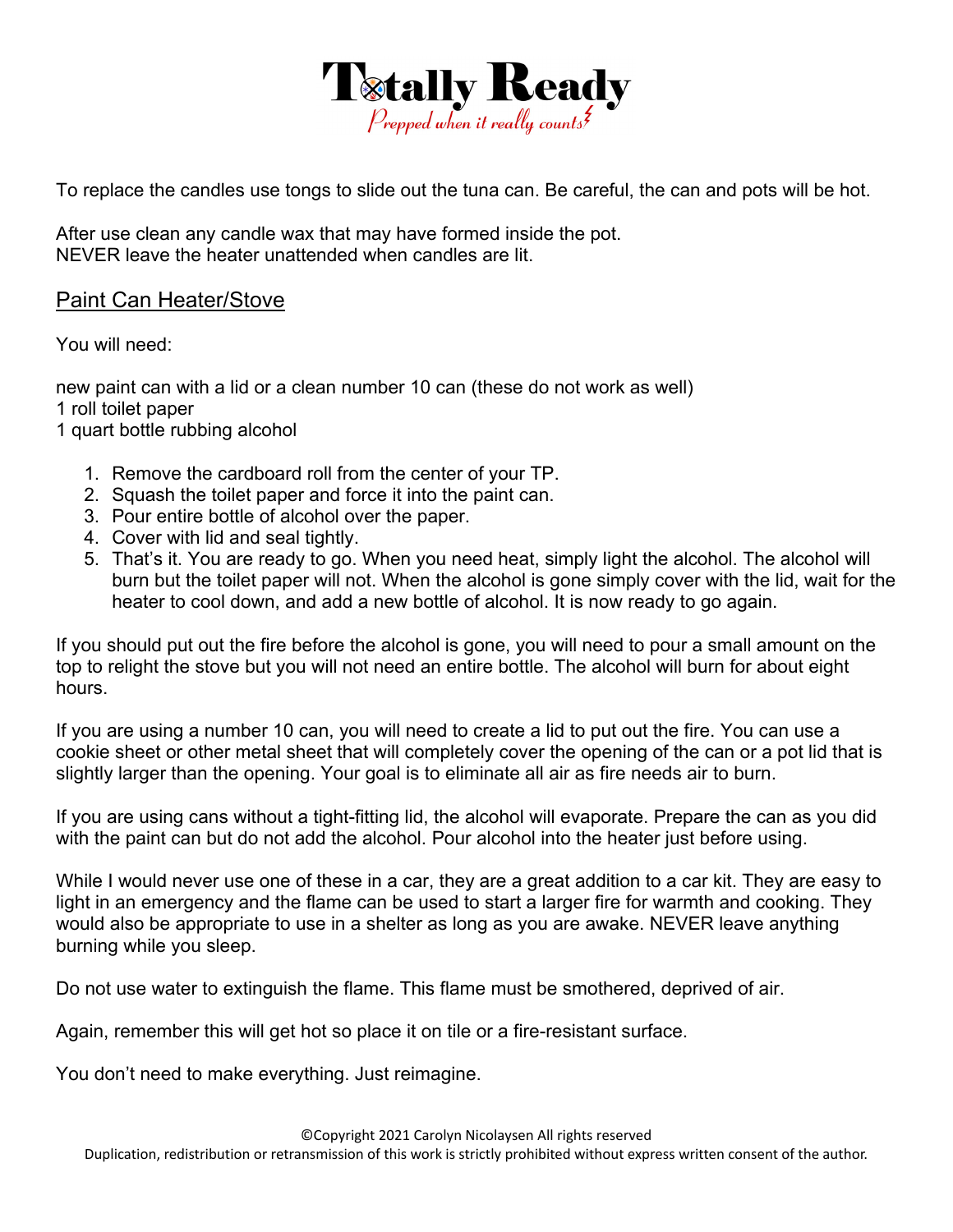To replace the candles use tongs to slide out the tuna can. Be careful, the can and pots will be hot.

After use clean any candle wax that may have formed inside the pot.
NEVER leave the heater unattended when candles are lit.

## Paint Can Heater/Stove

You will need:

new paint can with a lid or a clean number 10 can (these do not work as well)
1 roll toilet paper
1 quart bottle rubbing alcohol

1. Remove the cardboard roll from the center of your TP.
2. Squash the toilet paper and force it into the paint can.
3. Pour entire bottle of alcohol over the paper.
4. Cover with lid and seal tightly.
5. That's it. You are ready to go. When you need heat, simply light the alcohol. The alcohol will burn but the toilet paper will not. When the alcohol is gone simply cover with the lid, wait for the heater to cool down, and add a new bottle of alcohol. It is now ready to go again.

If you should put out the fire before the alcohol is gone, you will need to pour a small amount on the top to relight the stove but you will not need an entire bottle. The alcohol will burn for about eight hours.

If you are using a number 10 can, you will need to create a lid to put out the fire. You can use a cookie sheet or other metal sheet that will completely cover the opening of the can or a pot lid that is slightly larger than the opening. Your goal is to eliminate all air as fire needs air to burn.

If you are using cans without a tight-fitting lid, the alcohol will evaporate. Prepare the can as you did with the paint can but do not add the alcohol. Pour alcohol into the heater just before using.

While I would never use one of these in a car, they are a great addition to a car kit. They are easy to light in an emergency and the flame can be used to start a larger fire for warmth and cooking. They would also be appropriate to use in a shelter as long as you are awake. NEVER leave anything burning while you sleep.

Do not use water to extinguish the flame. This flame must be smothered, deprived of air.

Again, remember this will get hot so place it on tile or a fire-resistant surface.

You don't need to make everything. Just reimagine.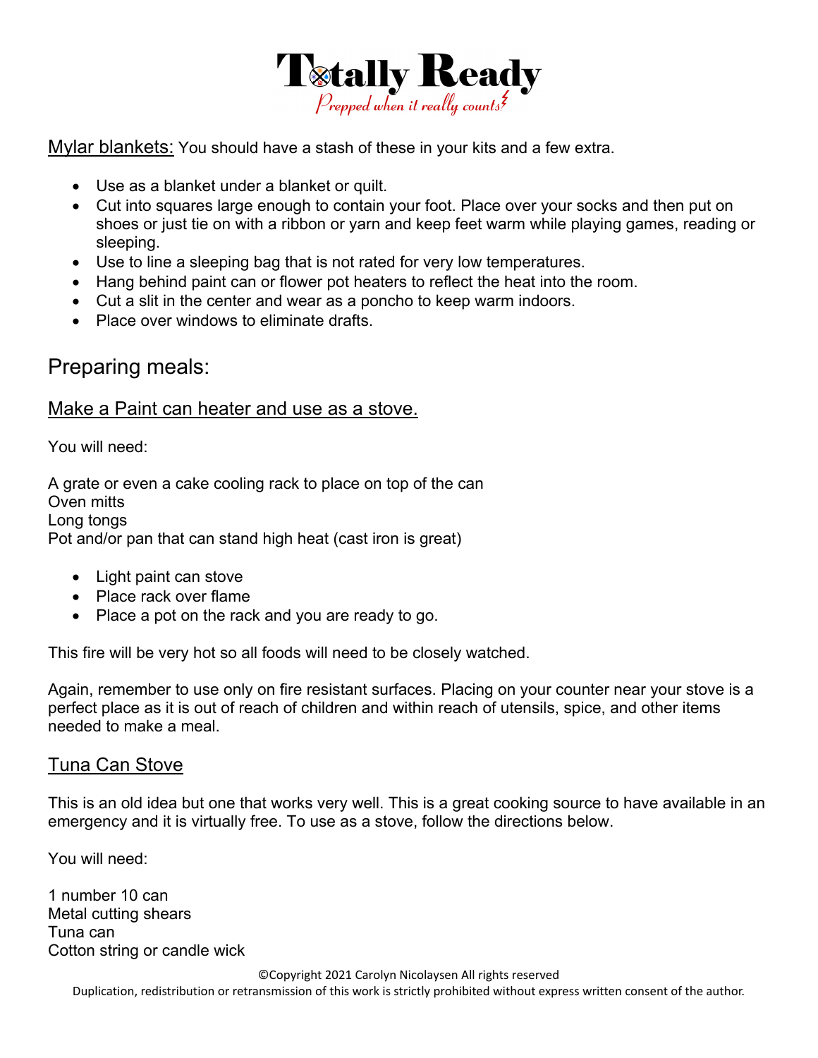Mylar blankets: You should have a stash of these in your kits and a few extra.

- Use as a blanket under a blanket or quilt.
- Cut into squares large enough to contain your foot. Place over your socks and then put on shoes or just tie on with a ribbon or yarn and keep feet warm while playing games, reading or sleeping.
- Use to line a sleeping bag that is not rated for very low temperatures.
- Hang behind paint can or flower pot heaters to reflect the heat into the room.
- Cut a slit in the center and wear as a poncho to keep warm indoors.
- Place over windows to eliminate drafts.

## Preparing meals:

### Make a Paint can heater and use as a stove.

You will need:

A grate or even a cake cooling rack to place on top of the can
Oven mitts
Long tongs
Pot and/or pan that can stand high heat (cast iron is great)

- Light paint can stove
- Place rack over flame
- Place a pot on the rack and you are ready to go.

This fire will be very hot so all foods will need to be closely watched.

Again, remember to use only on fire resistant surfaces. Placing on your counter near your stove is a perfect place as it is out of reach of children and within reach of utensils, spice, and other items needed to make a meal.

### Tuna Can Stove

This is an old idea but one that works very well. This is a great cooking source to have available in an emergency and it is virtually free. To use as a stove, follow the directions below.

You will need:

1 number 10 can
Metal cutting shears
Tuna can
Cotton string or candle wick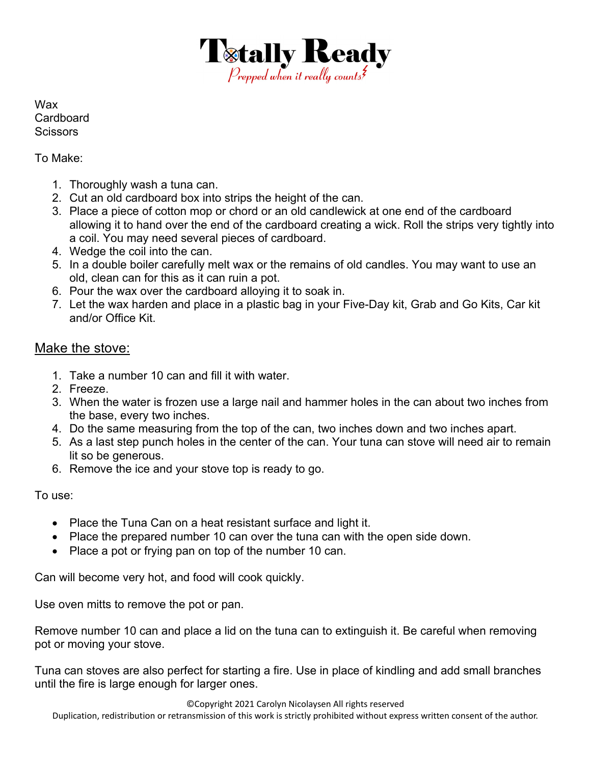Wax
Cardboard
Scissors

To Make:

1. Thoroughly wash a tuna can.
2. Cut an old cardboard box into strips the height of the can.
3. Place a piece of cotton mop or chord or an old candlewick at one end of the cardboard allowing it to hand over the end of the cardboard creating a wick. Roll the strips very tightly into a coil. You may need several pieces of cardboard.
4. Wedge the coil into the can.
5. In a double boiler carefully melt wax or the remains of old candles. You may want to use an old, clean can for this as it can ruin a pot.
6. Pour the wax over the cardboard alloying it to soak in.
7. Let the wax harden and place in a plastic bag in your Five-Day kit, Grab and Go Kits, Car kit and/or Office Kit.

## Make the stove:

1. Take a number 10 can and fill it with water.
2. Freeze.
3. When the water is frozen use a large nail and hammer holes in the can about two inches from the base, every two inches.
4. Do the same measuring from the top of the can, two inches down and two inches apart.
5. As a last step punch holes in the center of the can. Your tuna can stove will need air to remain lit so be generous.
6. Remove the ice and your stove top is ready to go.

To use:

- Place the Tuna Can on a heat resistant surface and light it.
- Place the prepared number 10 can over the tuna can with the open side down.
- Place a pot or frying pan on top of the number 10 can.

Can will become very hot, and food will cook quickly.

Use oven mitts to remove the pot or pan.

Remove number 10 can and place a lid on the tuna can to extinguish it. Be careful when removing pot or moving your stove.

Tuna can stoves are also perfect for starting a fire. Use in place of kindling and add small branches until the fire is large enough for larger ones.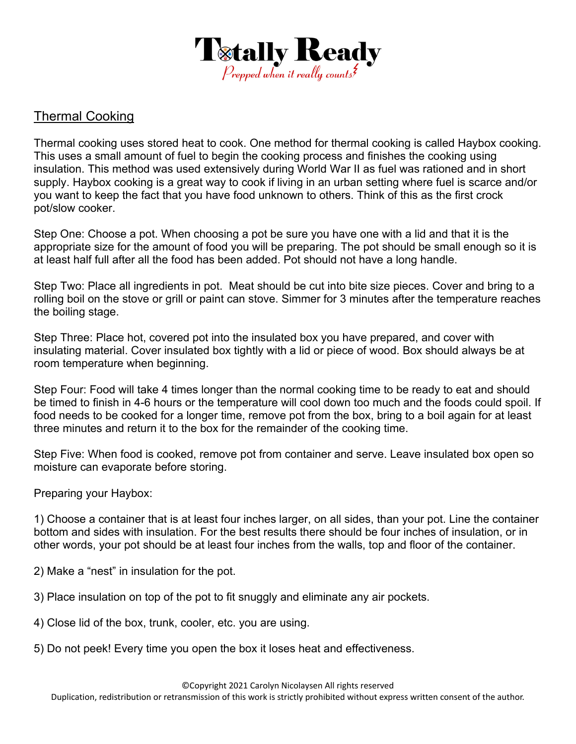## Thermal Cooking

Thermal cooking uses stored heat to cook. One method for thermal cooking is called Haybox cooking. This uses a small amount of fuel to begin the cooking process and finishes the cooking using insulation. This method was used extensively during World War II as fuel was rationed and in short supply. Haybox cooking is a great way to cook if living in an urban setting where fuel is scarce and/or you want to keep the fact that you have food unknown to others. Think of this as the first crock pot/slow cooker.

Step One: Choose a pot. When choosing a pot be sure you have one with a lid and that it is the appropriate size for the amount of food you will be preparing. The pot should be small enough so it is at least half full after all the food has been added. Pot should not have a long handle.

Step Two: Place all ingredients in pot. Meat should be cut into bite size pieces. Cover and bring to a rolling boil on the stove or grill or paint can stove. Simmer for 3 minutes after the temperature reaches the boiling stage.

Step Three: Place hot, covered pot into the insulated box you have prepared, and cover with insulating material. Cover insulated box tightly with a lid or piece of wood. Box should always be at room temperature when beginning.

Step Four: Food will take 4 times longer than the normal cooking time to be ready to eat and should be timed to finish in 4-6 hours or the temperature will cool down too much and the foods could spoil. If food needs to be cooked for a longer time, remove pot from the box, bring to a boil again for at least three minutes and return it to the box for the remainder of the cooking time.

Step Five: When food is cooked, remove pot from container and serve. Leave insulated box open so moisture can evaporate before storing.

Preparing your Haybox:

1) Choose a container that is at least four inches larger, on all sides, than your pot. Line the container bottom and sides with insulation. For the best results there should be four inches of insulation, or in other words, your pot should be at least four inches from the walls, top and floor of the container.

2) Make a "nest" in insulation for the pot.

3) Place insulation on top of the pot to fit snuggly and eliminate any air pockets.

4) Close lid of the box, trunk, cooler, etc. you are using.

5) Do not peek! Every time you open the box it loses heat and effectiveness.

©Copyright 2021 Carolyn Nicolaysen All rights reserved
Duplication, redistribution or retransmission of this work is strictly prohibited without express written consent of the author.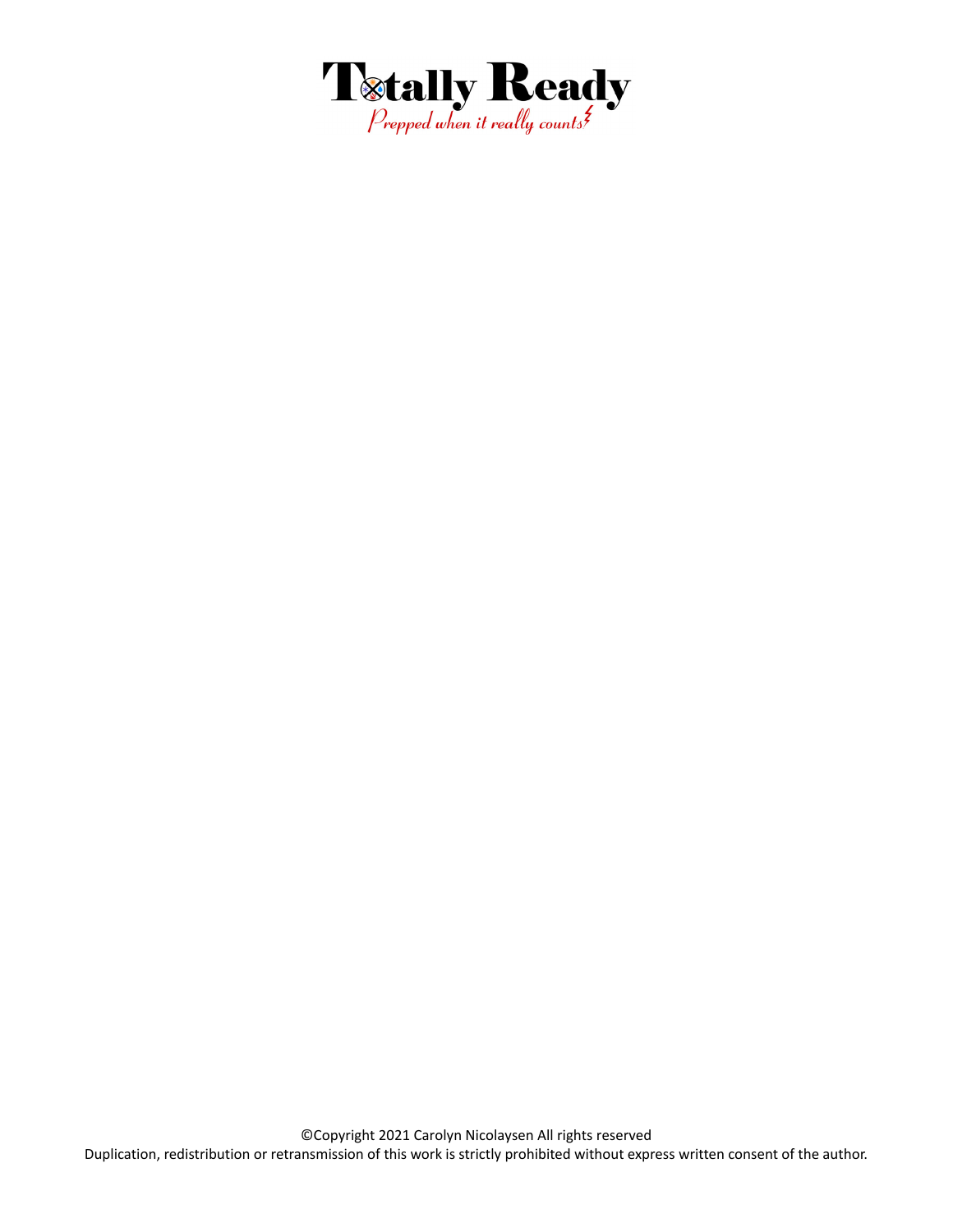©Copyright 2021 Carolyn Nicolaysen All rights reserved

Duplication, redistribution or retransmission of this work is strictly prohibited without express written consent of the author.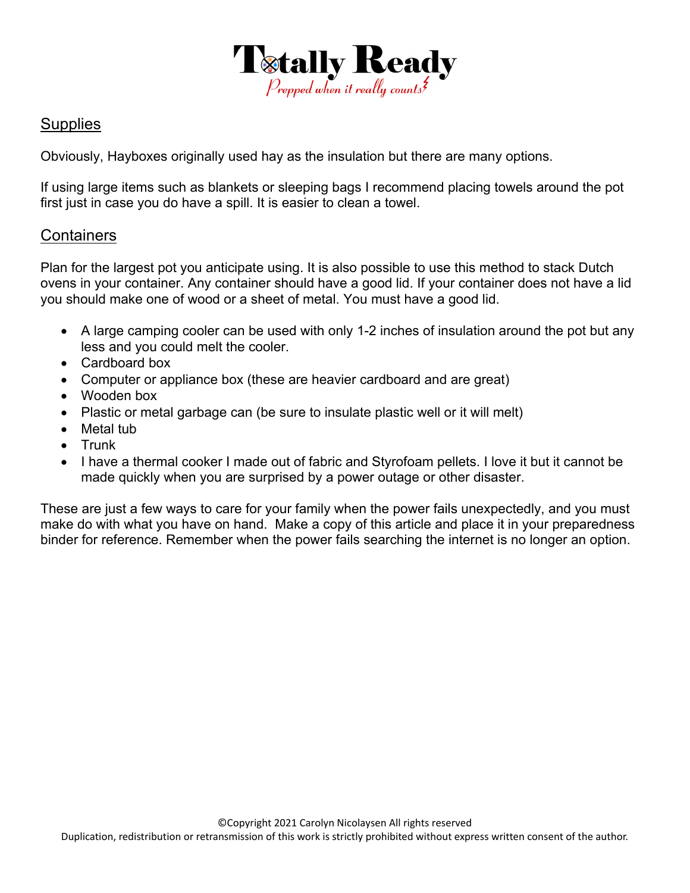## Supplies

Obviously, Hayboxes originally used hay as the insulation but there are many options.

If using large items such as blankets or sleeping bags I recommend placing towels around the pot first just in case you do have a spill. It is easier to clean a towel.

## Containers

Plan for the largest pot you anticipate using. It is also possible to use this method to stack Dutch ovens in your container. Any container should have a good lid. If your container does not have a lid you should make one of wood or a sheet of metal. You must have a good lid.

- A large camping cooler can be used with only 1-2 inches of insulation around the pot but any less and you could melt the cooler.
- Cardboard box
- Computer or appliance box (these are heavier cardboard and are great)
- Wooden box
- Plastic or metal garbage can (be sure to insulate plastic well or it will melt)
- Metal tub
- Trunk
- I have a thermal cooker I made out of fabric and Styrofoam pellets. I love it but it cannot be made quickly when you are surprised by a power outage or other disaster.

These are just a few ways to care for your family when the power fails unexpectedly, and you must make do with what you have on hand. Make a copy of this article and place it in your preparedness binder for reference. Remember when the power fails searching the internet is no longer an option.

©Copyright 2021 Carolyn Nicolaysen All rights reserved
Duplication, redistribution or retransmission of this work is strictly prohibited without express written consent of the author.